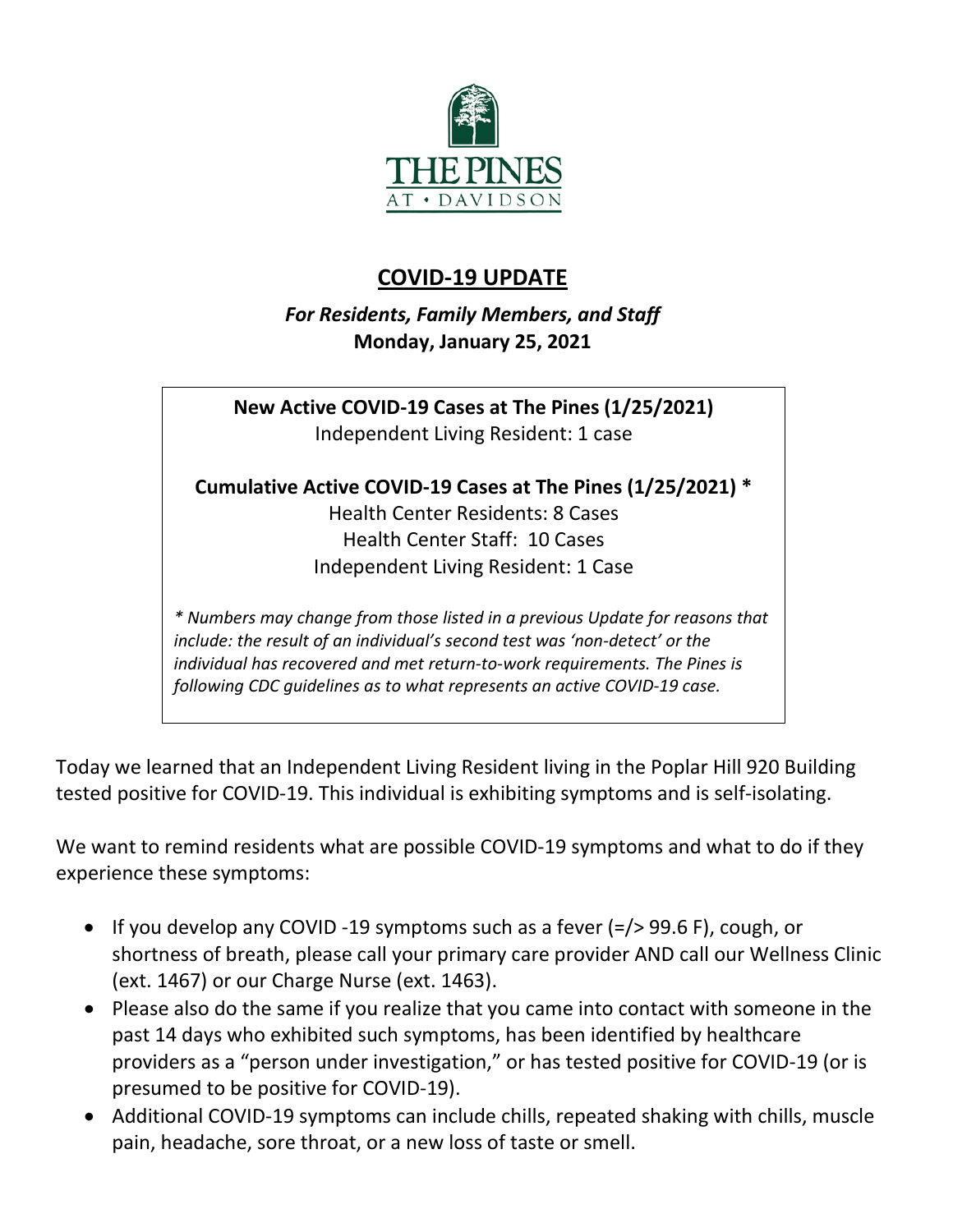THE PINES AT • DAVIDSON

# COVID-19 UPDATE

***For Residents, Family Members, and Staff***
**Monday, January 25, 2021**

**New Active COVID-19 Cases at The Pines (1/25/2021)**
Independent Living Resident: 1 case

**Cumulative Active COVID-19 Cases at The Pines (1/25/2021) ***
Health Center Residents: 8 Cases
Health Center Staff: 10 Cases
Independent Living Resident: 1 Case

*\* Numbers may change from those listed in a previous Update for reasons that include: the result of an individual's second test was 'non-detect' or the individual has recovered and met return-to-work requirements. The Pines is following CDC guidelines as to what represents an active COVID-19 case.*

Today we learned that an Independent Living Resident living in the Poplar Hill 920 Building tested positive for COVID-19. This individual is exhibiting symptoms and is self-isolating.

We want to remind residents what are possible COVID-19 symptoms and what to do if they experience these symptoms:

- If you develop any COVID -19 symptoms such as a fever (=/> 99.6 F), cough, or shortness of breath, please call your primary care provider AND call our Wellness Clinic (ext. 1467) or our Charge Nurse (ext. 1463).
- Please also do the same if you realize that you came into contact with someone in the past 14 days who exhibited such symptoms, has been identified by healthcare providers as a "person under investigation," or has tested positive for COVID-19 (or is presumed to be positive for COVID-19).
- Additional COVID-19 symptoms can include chills, repeated shaking with chills, muscle pain, headache, sore throat, or a new loss of taste or smell.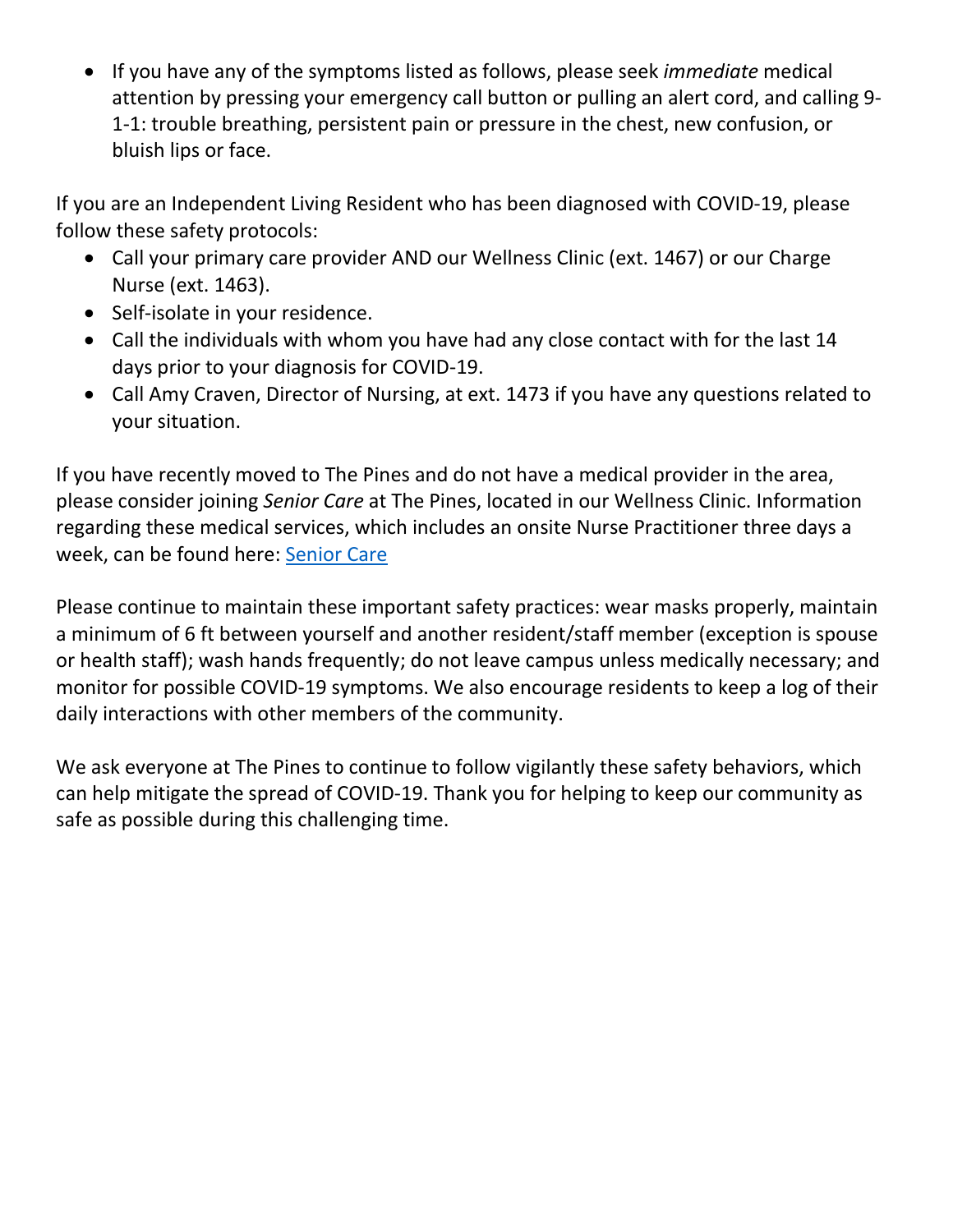- If you have any of the symptoms listed as follows, please seek *immediate* medical attention by pressing your emergency call button or pulling an alert cord, and calling 9-1-1: trouble breathing, persistent pain or pressure in the chest, new confusion, or bluish lips or face.

If you are an Independent Living Resident who has been diagnosed with COVID-19, please follow these safety protocols:

- Call your primary care provider AND our Wellness Clinic (ext. 1467) or our Charge Nurse (ext. 1463).
- Self-isolate in your residence.
- Call the individuals with whom you have had any close contact with for the last 14 days prior to your diagnosis for COVID-19.
- Call Amy Craven, Director of Nursing, at ext. 1473 if you have any questions related to your situation.

If you have recently moved to The Pines and do not have a medical provider in the area, please consider joining *Senior Care* at The Pines, located in our Wellness Clinic. Information regarding these medical services, which includes an onsite Nurse Practitioner three days a week, can be found here: Senior Care

Please continue to maintain these important safety practices: wear masks properly, maintain a minimum of 6 ft between yourself and another resident/staff member (exception is spouse or health staff); wash hands frequently; do not leave campus unless medically necessary; and monitor for possible COVID-19 symptoms. We also encourage residents to keep a log of their daily interactions with other members of the community.

We ask everyone at The Pines to continue to follow vigilantly these safety behaviors, which can help mitigate the spread of COVID-19. Thank you for helping to keep our community as safe as possible during this challenging time.